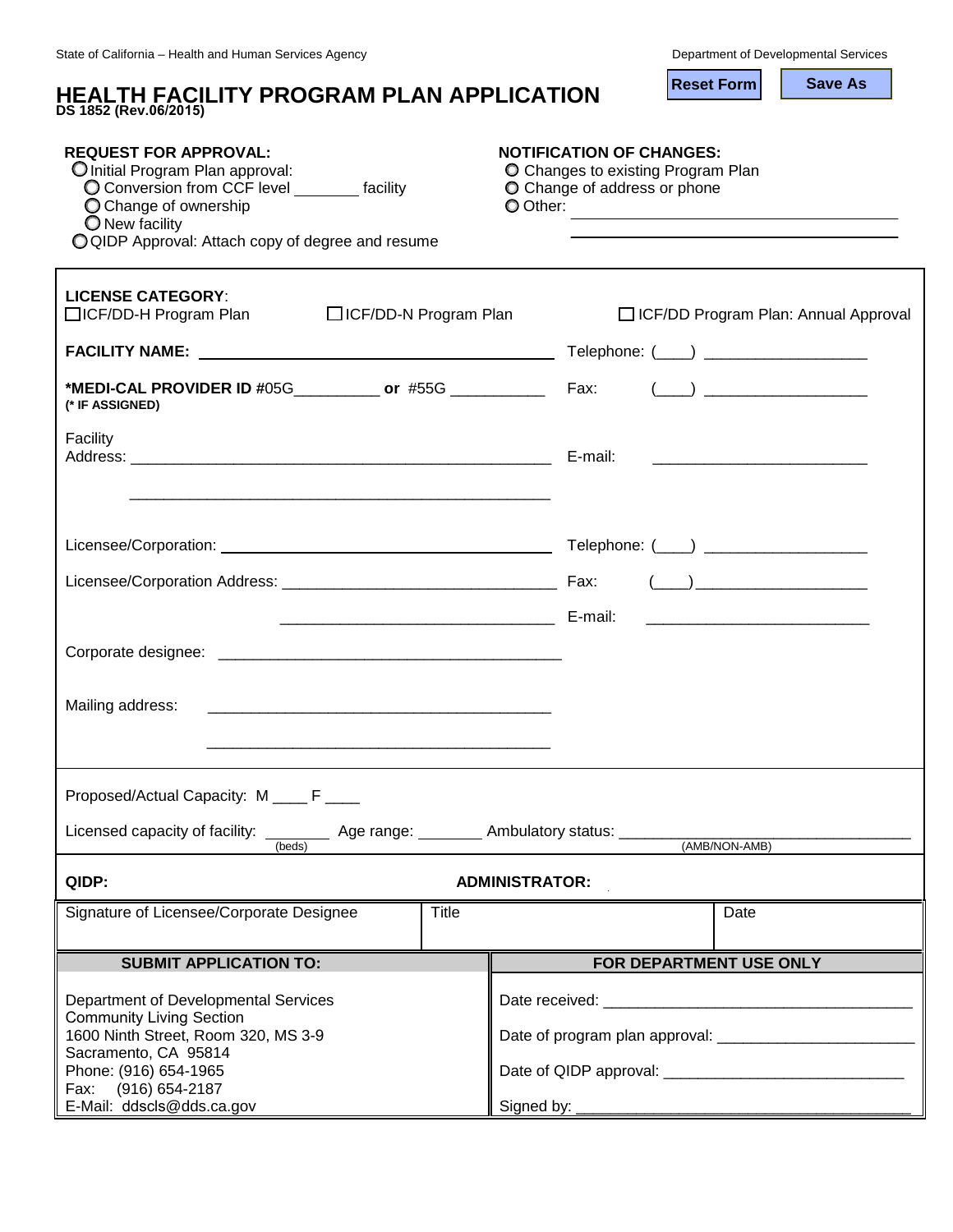State of California – Health and Human Services Agency

Department of Developmental Services

# HEALTH FACILITY PROGRAM PLAN APPLICATION

**DS 1852 (Rev.06/2015)**

Reset Form | Save As

**REQUEST FOR APPROVAL:**

- ○ Initial Program Plan approval:
  - ○ Conversion from CCF level ________ facility
  - ○ Change of ownership
  - ○ New facility
- ○ QIDP Approval: Attach copy of degree and resume

**NOTIFICATION OF CHANGES:**

- ○ Changes to existing Program Plan
- ○ Change of address or phone
- ○ Other: ________________________________________

________________________________________

**LICENSE CATEGORY**:

☐ ICF/DD-H Program Plan ☐ ICF/DD-N Program Plan ☐ ICF/DD Program Plan: Annual Approval

**FACILITY NAME:** ________________________________________ Telephone: (____) __________________

***MEDI-CAL PROVIDER ID** #05G__________ **or** #55G ___________ Fax: (____) __________________

**(* IF ASSIGNED)**

Facility Address: ________________________________________ E-mail: __________________________

________________________________________

Licensee/Corporation: ________________________________________ Telephone: (____) __________________

Licensee/Corporation Address: _______________________________ Fax: (____) __________________

_______________________________ E-mail: __________________________

Corporate designee: ________________________________________

Mailing address: ________________________________________

________________________________________

Proposed/Actual Capacity: M ____ F ____

Licensed capacity of facility: ________ (beds) Age range: ________ Ambulatory status: ______________________________ (AMB/NON-AMB)

**QIDP:** **ADMINISTRATOR:**

| Signature of Licensee/Corporate Designee | Title | Date |
|---|---|---|
| | | |

| SUBMIT APPLICATION TO: | FOR DEPARTMENT USE ONLY |
|---|---|
| Department of Developmental Services<br>Community Living Section<br>1600 Ninth Street, Room 320, MS 3-9<br>Sacramento, CA 95814<br>Phone: (916) 654-1965<br>Fax: (916) 654-2187<br>E-Mail: ddscls@dds.ca.gov | Date received: ______________________________<br>Date of program plan approval: ______________________<br>Date of QIDP approval: ___________________________<br>Signed by: __________________________________ |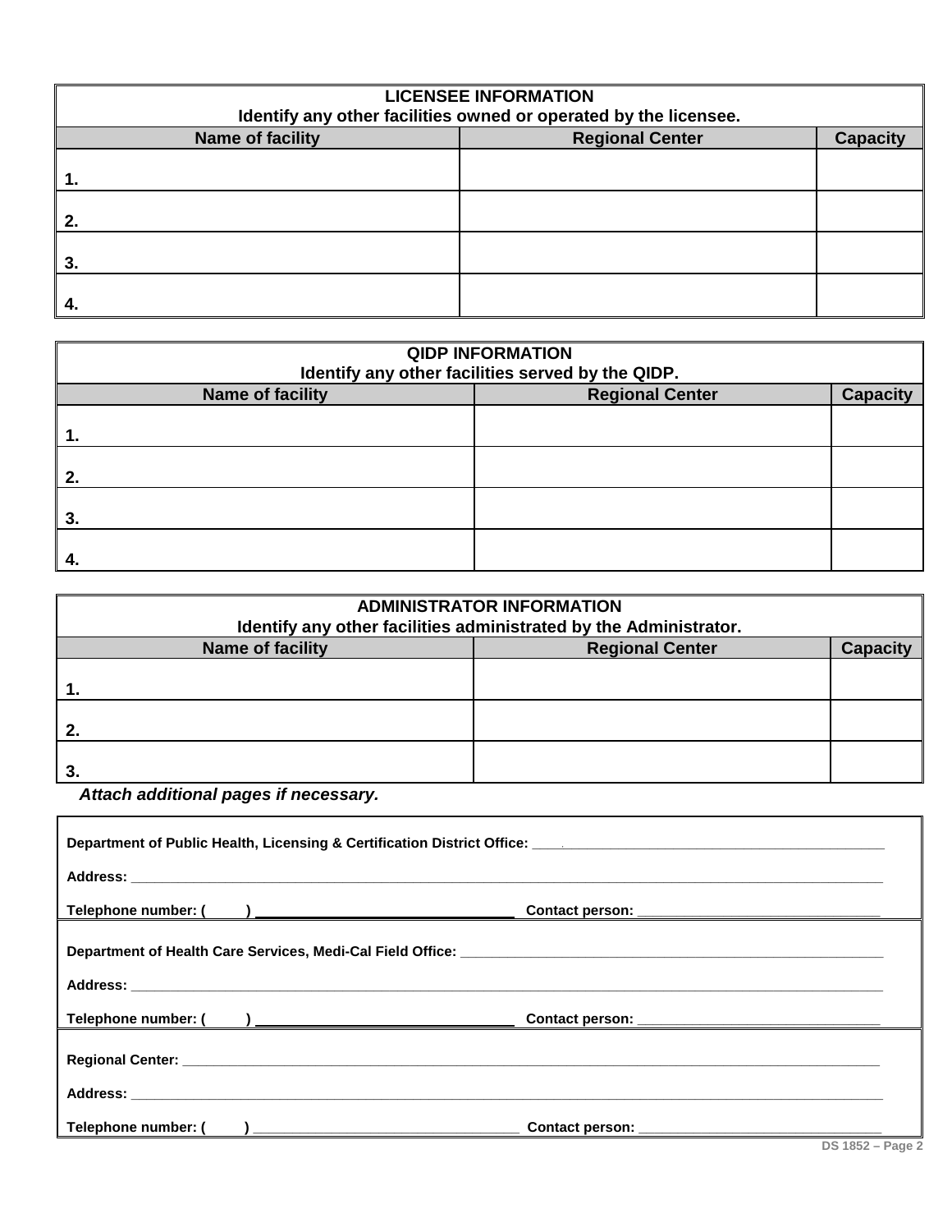| LICENSEE INFORMATION<br>Identify any other facilities owned or operated by the licensee. | | |
|---|---|---|
| **Name of facility** | **Regional Center** | **Capacity** |
| 1. | | |
| 2. | | |
| 3. | | |
| 4. | | |

| QIDP INFORMATION<br>Identify any other facilities served by the QIDP. | | |
|---|---|---|
| **Name of facility** | **Regional Center** | **Capacity** |
| 1. | | |
| 2. | | |
| 3. | | |
| 4. | | |

| ADMINISTRATOR INFORMATION<br>Identify any other facilities administrated by the Administrator. | | |
|---|---|---|
| **Name of facility** | **Regional Center** | **Capacity** |
| 1. | | |
| 2. | | |
| 3. | | |

***Attach additional pages if necessary.***

**Department of Public Health, Licensing & Certification District Office:** ____________________

**Address:** ____________________

**Telephone number: (     )** ____________________ **Contact person:** ____________________

**Department of Health Care Services, Medi-Cal Field Office:** ____________________

**Address:** ____________________

**Telephone number: (     )** ____________________ **Contact person:** ____________________

**Regional Center:** ____________________

**Address:** ____________________

**Telephone number: (     )** ____________________ **Contact person:** ____________________

DS 1852 – Page 2